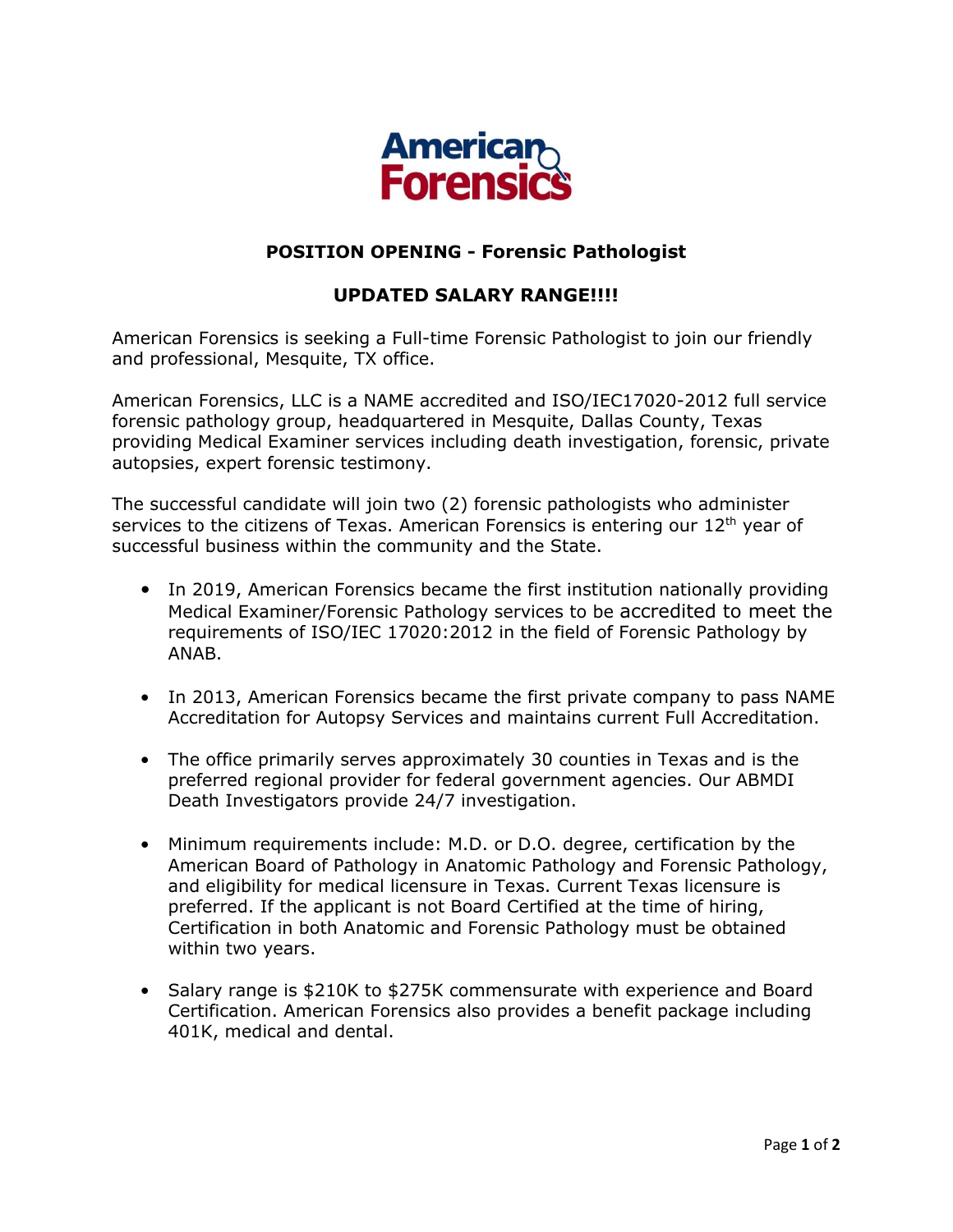American Forensics

## POSITION OPENING - Forensic Pathologist

## UPDATED SALARY RANGE!!!!

American Forensics is seeking a Full-time Forensic Pathologist to join our friendly and professional, Mesquite, TX office.

American Forensics, LLC is a NAME accredited and ISO/IEC17020-2012 full service forensic pathology group, headquartered in Mesquite, Dallas County, Texas providing Medical Examiner services including death investigation, forensic, private autopsies, expert forensic testimony.

The successful candidate will join two (2) forensic pathologists who administer services to the citizens of Texas. American Forensics is entering our 12th year of successful business within the community and the State.

- In 2019, American Forensics became the first institution nationally providing Medical Examiner/Forensic Pathology services to be accredited to meet the requirements of ISO/IEC 17020:2012 in the field of Forensic Pathology by ANAB.
- In 2013, American Forensics became the first private company to pass NAME Accreditation for Autopsy Services and maintains current Full Accreditation.
- The office primarily serves approximately 30 counties in Texas and is the preferred regional provider for federal government agencies. Our ABMDI Death Investigators provide 24/7 investigation.
- Minimum requirements include: M.D. or D.O. degree, certification by the American Board of Pathology in Anatomic Pathology and Forensic Pathology, and eligibility for medical licensure in Texas. Current Texas licensure is preferred. If the applicant is not Board Certified at the time of hiring, Certification in both Anatomic and Forensic Pathology must be obtained within two years.
- Salary range is $210K to $275K commensurate with experience and Board Certification. American Forensics also provides a benefit package including 401K, medical and dental.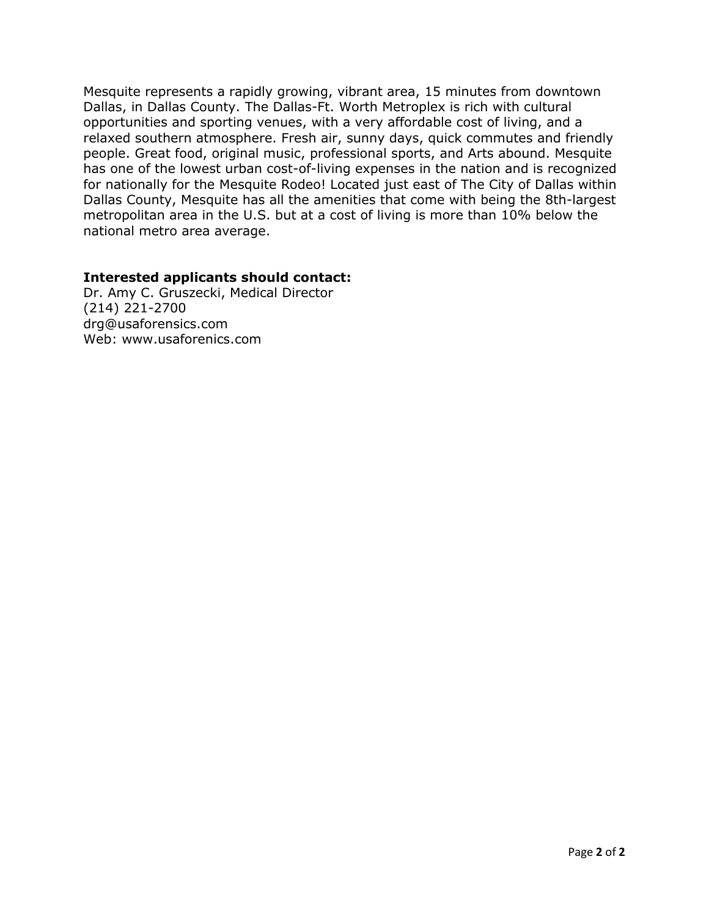Mesquite represents a rapidly growing, vibrant area, 15 minutes from downtown Dallas, in Dallas County. The Dallas-Ft. Worth Metroplex is rich with cultural opportunities and sporting venues, with a very affordable cost of living, and a relaxed southern atmosphere. Fresh air, sunny days, quick commutes and friendly people. Great food, original music, professional sports, and Arts abound. Mesquite has one of the lowest urban cost-of-living expenses in the nation and is recognized for nationally for the Mesquite Rodeo! Located just east of The City of Dallas within Dallas County, Mesquite has all the amenities that come with being the 8th-largest metropolitan area in the U.S. but at a cost of living is more than 10% below the national metro area average.

**Interested applicants should contact:**
Dr. Amy C. Gruszecki, Medical Director
(214) 221-2700
drg@usaforensics.com
Web: www.usaforenics.com